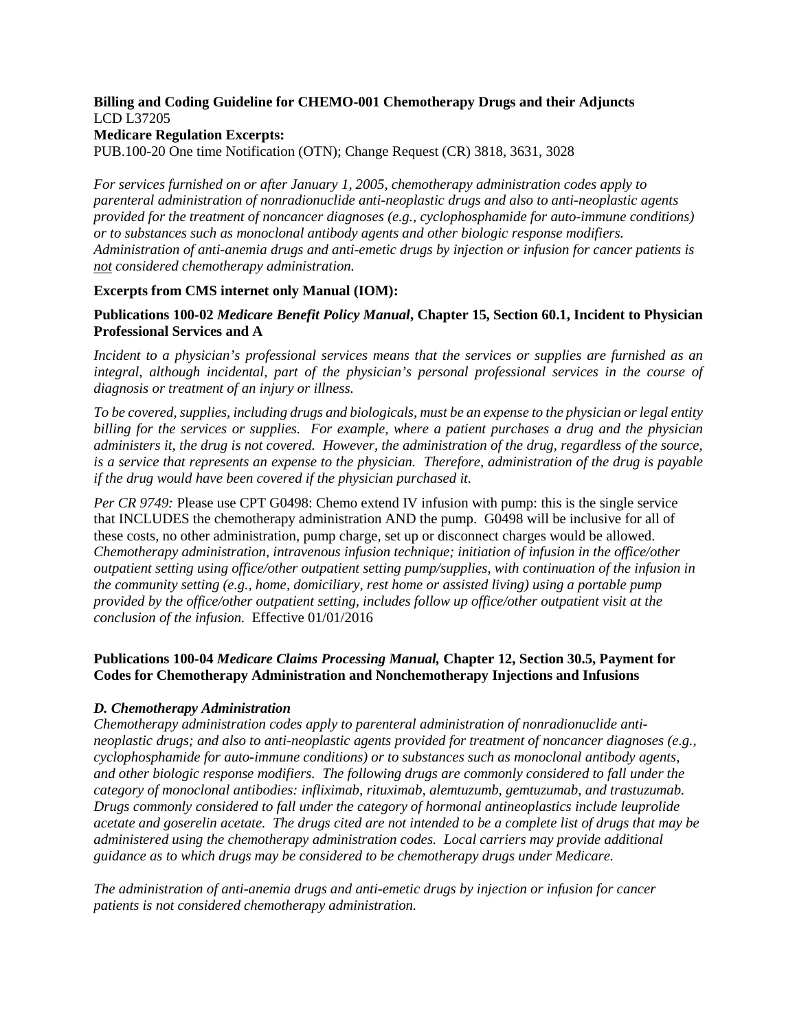**Billing and Coding Guideline for CHEMO-001 Chemotherapy Drugs and their Adjuncts**
LCD L37205
**Medicare Regulation Excerpts:**
PUB.100-20 One time Notification (OTN); Change Request (CR) 3818, 3631, 3028

*For services furnished on or after January 1, 2005, chemotherapy administration codes apply to parenteral administration of nonradionuclide anti-neoplastic drugs and also to anti-neoplastic agents provided for the treatment of noncancer diagnoses (e.g., cyclophosphamide for auto-immune conditions) or to substances such as monoclonal antibody agents and other biologic response modifiers. Administration of anti-anemia drugs and anti-emetic drugs by injection or infusion for cancer patients is <u>not</u> considered chemotherapy administration.*

**Excerpts from CMS internet only Manual (IOM):**

**Publications 100-02 *Medicare Benefit Policy Manual*, Chapter 15, Section 60.1, Incident to Physician Professional Services and A**

*Incident to a physician's professional services means that the services or supplies are furnished as an integral, although incidental, part of the physician's personal professional services in the course of diagnosis or treatment of an injury or illness.*

*To be covered, supplies, including drugs and biologicals, must be an expense to the physician or legal entity billing for the services or supplies. For example, where a patient purchases a drug and the physician administers it, the drug is not covered. However, the administration of the drug, regardless of the source, is a service that represents an expense to the physician. Therefore, administration of the drug is payable if the drug would have been covered if the physician purchased it.*

*Per CR 9749:* Please use CPT G0498: Chemo extend IV infusion with pump: this is the single service that INCLUDES the chemotherapy administration AND the pump. G0498 will be inclusive for all of these costs, no other administration, pump charge, set up or disconnect charges would be allowed. *Chemotherapy administration, intravenous infusion technique; initiation of infusion in the office/other outpatient setting using office/other outpatient setting pump/supplies, with continuation of the infusion in the community setting (e.g., home, domiciliary, rest home or assisted living) using a portable pump provided by the office/other outpatient setting, includes follow up office/other outpatient visit at the conclusion of the infusion.* Effective 01/01/2016

**Publications 100-04 *Medicare Claims Processing Manual,* Chapter 12, Section 30.5, Payment for Codes for Chemotherapy Administration and Nonchemotherapy Injections and Infusions**

***D. Chemotherapy Administration***

*Chemotherapy administration codes apply to parenteral administration of nonradionuclide anti-neoplastic drugs; and also to anti-neoplastic agents provided for treatment of noncancer diagnoses (e.g., cyclophosphamide for auto-immune conditions) or to substances such as monoclonal antibody agents, and other biologic response modifiers. The following drugs are commonly considered to fall under the category of monoclonal antibodies: infliximab, rituximab, alemtuzumb, gemtuzumab, and trastuzumab. Drugs commonly considered to fall under the category of hormonal antineoplastics include leuprolide acetate and goserelin acetate. The drugs cited are not intended to be a complete list of drugs that may be administered using the chemotherapy administration codes. Local carriers may provide additional guidance as to which drugs may be considered to be chemotherapy drugs under Medicare.*

*The administration of anti-anemia drugs and anti-emetic drugs by injection or infusion for cancer patients is not considered chemotherapy administration.*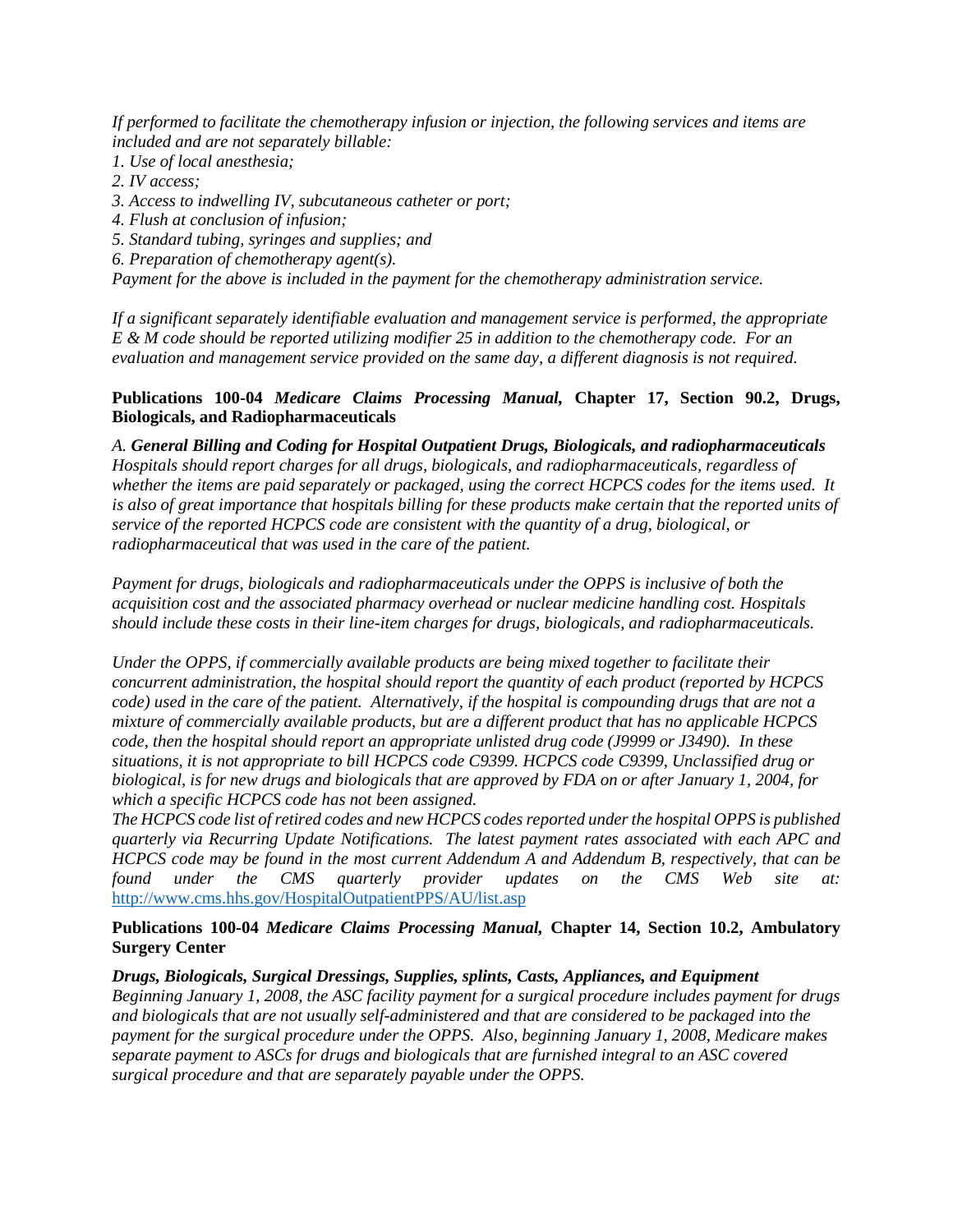*If performed to facilitate the chemotherapy infusion or injection, the following services and items are included and are not separately billable:*

*1. Use of local anesthesia;*
*2. IV access;*
*3. Access to indwelling IV, subcutaneous catheter or port;*
*4. Flush at conclusion of infusion;*
*5. Standard tubing, syringes and supplies; and*
*6. Preparation of chemotherapy agent(s).*

*Payment for the above is included in the payment for the chemotherapy administration service.*

*If a significant separately identifiable evaluation and management service is performed, the appropriate E & M code should be reported utilizing modifier 25 in addition to the chemotherapy code. For an evaluation and management service provided on the same day, a different diagnosis is not required.*

**Publications 100-04 *Medicare Claims Processing Manual*, Chapter 17, Section 90.2, Drugs, Biologicals, and Radiopharmaceuticals**

*A.* ***General Billing and Coding for Hospital Outpatient Drugs, Biologicals, and radiopharmaceuticals***
*Hospitals should report charges for all drugs, biologicals, and radiopharmaceuticals, regardless of whether the items are paid separately or packaged, using the correct HCPCS codes for the items used. It is also of great importance that hospitals billing for these products make certain that the reported units of service of the reported HCPCS code are consistent with the quantity of a drug, biological, or radiopharmaceutical that was used in the care of the patient.*

*Payment for drugs, biologicals and radiopharmaceuticals under the OPPS is inclusive of both the acquisition cost and the associated pharmacy overhead or nuclear medicine handling cost. Hospitals should include these costs in their line-item charges for drugs, biologicals, and radiopharmaceuticals.*

*Under the OPPS, if commercially available products are being mixed together to facilitate their concurrent administration, the hospital should report the quantity of each product (reported by HCPCS code) used in the care of the patient. Alternatively, if the hospital is compounding drugs that are not a mixture of commercially available products, but are a different product that has no applicable HCPCS code, then the hospital should report an appropriate unlisted drug code (J9999 or J3490). In these situations, it is not appropriate to bill HCPCS code C9399. HCPCS code C9399, Unclassified drug or biological, is for new drugs and biologicals that are approved by FDA on or after January 1, 2004, for which a specific HCPCS code has not been assigned.*
*The HCPCS code list of retired codes and new HCPCS codes reported under the hospital OPPS is published quarterly via Recurring Update Notifications. The latest payment rates associated with each APC and HCPCS code may be found in the most current Addendum A and Addendum B, respectively, that can be found under the CMS quarterly provider updates on the CMS Web site at:* http://www.cms.hhs.gov/HospitalOutpatientPPS/AU/list.asp

**Publications 100-04 *Medicare Claims Processing Manual*, Chapter 14, Section 10.2, Ambulatory Surgery Center**

***Drugs, Biologicals, Surgical Dressings, Supplies, splints, Casts, Appliances, and Equipment***
*Beginning January 1, 2008, the ASC facility payment for a surgical procedure includes payment for drugs and biologicals that are not usually self-administered and that are considered to be packaged into the payment for the surgical procedure under the OPPS. Also, beginning January 1, 2008, Medicare makes separate payment to ASCs for drugs and biologicals that are furnished integral to an ASC covered surgical procedure and that are separately payable under the OPPS.*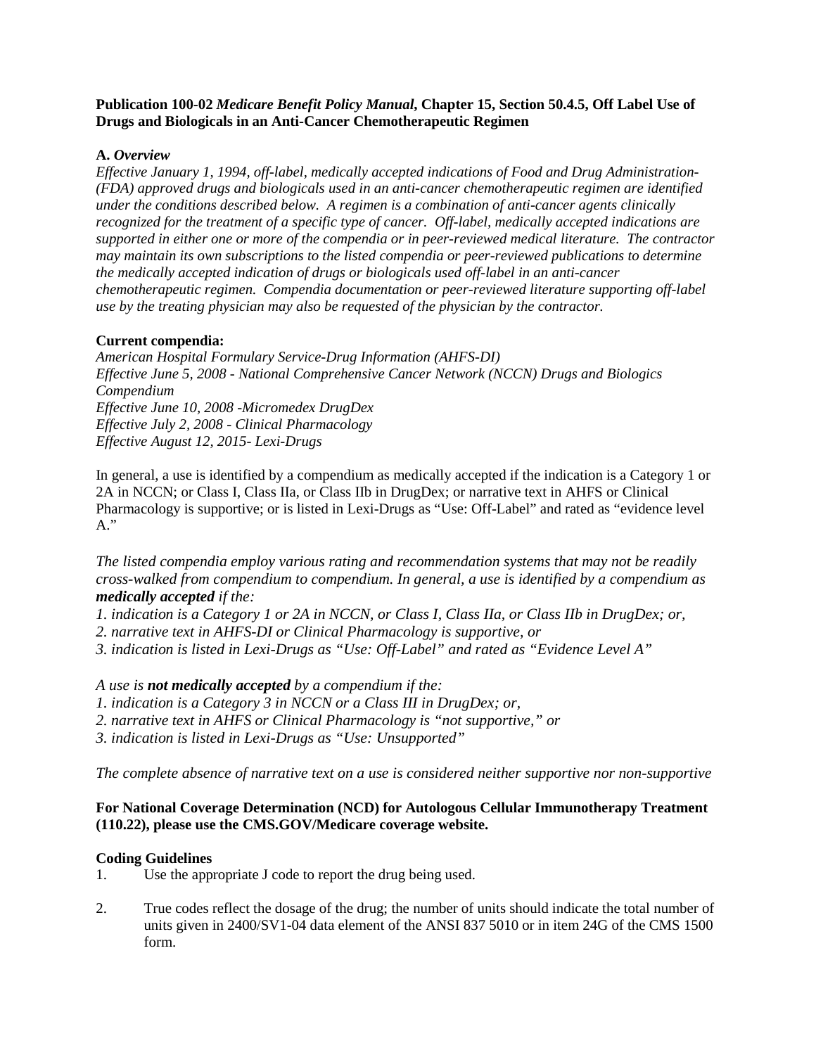**Publication 100-02 *Medicare Benefit Policy Manual*, Chapter 15, Section 50.4.5, Off Label Use of Drugs and Biologicals in an Anti-Cancer Chemotherapeutic Regimen**

**A. *Overview***

*Effective January 1, 1994, off-label, medically accepted indications of Food and Drug Administration-(FDA) approved drugs and biologicals used in an anti-cancer chemotherapeutic regimen are identified under the conditions described below. A regimen is a combination of anti-cancer agents clinically recognized for the treatment of a specific type of cancer. Off-label, medically accepted indications are supported in either one or more of the compendia or in peer-reviewed medical literature. The contractor may maintain its own subscriptions to the listed compendia or peer-reviewed publications to determine the medically accepted indication of drugs or biologicals used off-label in an anti-cancer chemotherapeutic regimen. Compendia documentation or peer-reviewed literature supporting off-label use by the treating physician may also be requested of the physician by the contractor.*

**Current compendia:**

*American Hospital Formulary Service-Drug Information (AHFS-DI)*
*Effective June 5, 2008 - National Comprehensive Cancer Network (NCCN) Drugs and Biologics Compendium*
*Effective June 10, 2008 -Micromedex DrugDex*
*Effective July 2, 2008 - Clinical Pharmacology*
*Effective August 12, 2015- Lexi-Drugs*

In general, a use is identified by a compendium as medically accepted if the indication is a Category 1 or 2A in NCCN; or Class I, Class IIa, or Class IIb in DrugDex; or narrative text in AHFS or Clinical Pharmacology is supportive; or is listed in Lexi-Drugs as "Use: Off-Label" and rated as "evidence level A."

*The listed compendia employ various rating and recommendation systems that may not be readily cross-walked from compendium to compendium. In general, a use is identified by a compendium as **medically accepted** if the:*

*1. indication is a Category 1 or 2A in NCCN, or Class I, Class IIa, or Class IIb in DrugDex; or,*
*2. narrative text in AHFS-DI or Clinical Pharmacology is supportive, or*
*3. indication is listed in Lexi-Drugs as "Use: Off-Label" and rated as "Evidence Level A"*

*A use is **not medically accepted** by a compendium if the:*

*1. indication is a Category 3 in NCCN or a Class III in DrugDex; or,*
*2. narrative text in AHFS or Clinical Pharmacology is "not supportive," or*
*3. indication is listed in Lexi-Drugs as "Use: Unsupported"*

*The complete absence of narrative text on a use is considered neither supportive nor non-supportive*

**For National Coverage Determination (NCD) for Autologous Cellular Immunotherapy Treatment (110.22), please use the CMS.GOV/Medicare coverage website.**

**Coding Guidelines**

1. Use the appropriate J code to report the drug being used.

2. True codes reflect the dosage of the drug; the number of units should indicate the total number of units given in 2400/SV1-04 data element of the ANSI 837 5010 or in item 24G of the CMS 1500 form.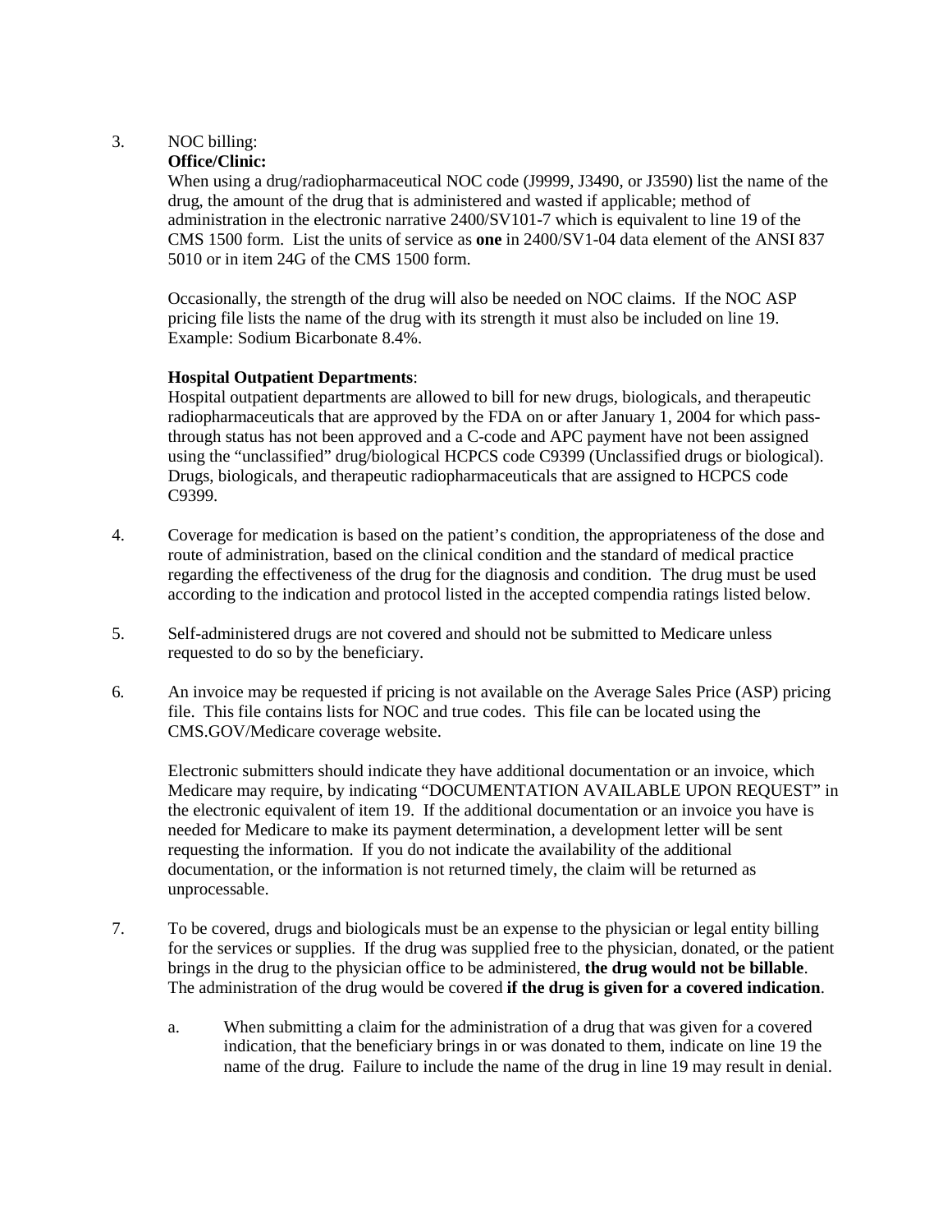3. NOC billing:

   **Office/Clinic:**

   When using a drug/radiopharmaceutical NOC code (J9999, J3490, or J3590) list the name of the drug, the amount of the drug that is administered and wasted if applicable; method of administration in the electronic narrative 2400/SV101-7 which is equivalent to line 19 of the CMS 1500 form. List the units of service as **one** in 2400/SV1-04 data element of the ANSI 837 5010 or in item 24G of the CMS 1500 form.

   Occasionally, the strength of the drug will also be needed on NOC claims. If the NOC ASP pricing file lists the name of the drug with its strength it must also be included on line 19. Example: Sodium Bicarbonate 8.4%.

   **Hospital Outpatient Departments**:

   Hospital outpatient departments are allowed to bill for new drugs, biologicals, and therapeutic radiopharmaceuticals that are approved by the FDA on or after January 1, 2004 for which pass-through status has not been approved and a C-code and APC payment have not been assigned using the "unclassified" drug/biological HCPCS code C9399 (Unclassified drugs or biological). Drugs, biologicals, and therapeutic radiopharmaceuticals that are assigned to HCPCS code C9399.

4. Coverage for medication is based on the patient's condition, the appropriateness of the dose and route of administration, based on the clinical condition and the standard of medical practice regarding the effectiveness of the drug for the diagnosis and condition. The drug must be used according to the indication and protocol listed in the accepted compendia ratings listed below.

5. Self-administered drugs are not covered and should not be submitted to Medicare unless requested to do so by the beneficiary.

6. An invoice may be requested if pricing is not available on the Average Sales Price (ASP) pricing file. This file contains lists for NOC and true codes. This file can be located using the CMS.GOV/Medicare coverage website.

   Electronic submitters should indicate they have additional documentation or an invoice, which Medicare may require, by indicating "DOCUMENTATION AVAILABLE UPON REQUEST" in the electronic equivalent of item 19. If the additional documentation or an invoice you have is needed for Medicare to make its payment determination, a development letter will be sent requesting the information. If you do not indicate the availability of the additional documentation, or the information is not returned timely, the claim will be returned as unprocessable.

7. To be covered, drugs and biologicals must be an expense to the physician or legal entity billing for the services or supplies. If the drug was supplied free to the physician, donated, or the patient brings in the drug to the physician office to be administered, **the drug would not be billable**. The administration of the drug would be covered **if the drug is given for a covered indication**.

   a. When submitting a claim for the administration of a drug that was given for a covered indication, that the beneficiary brings in or was donated to them, indicate on line 19 the name of the drug. Failure to include the name of the drug in line 19 may result in denial.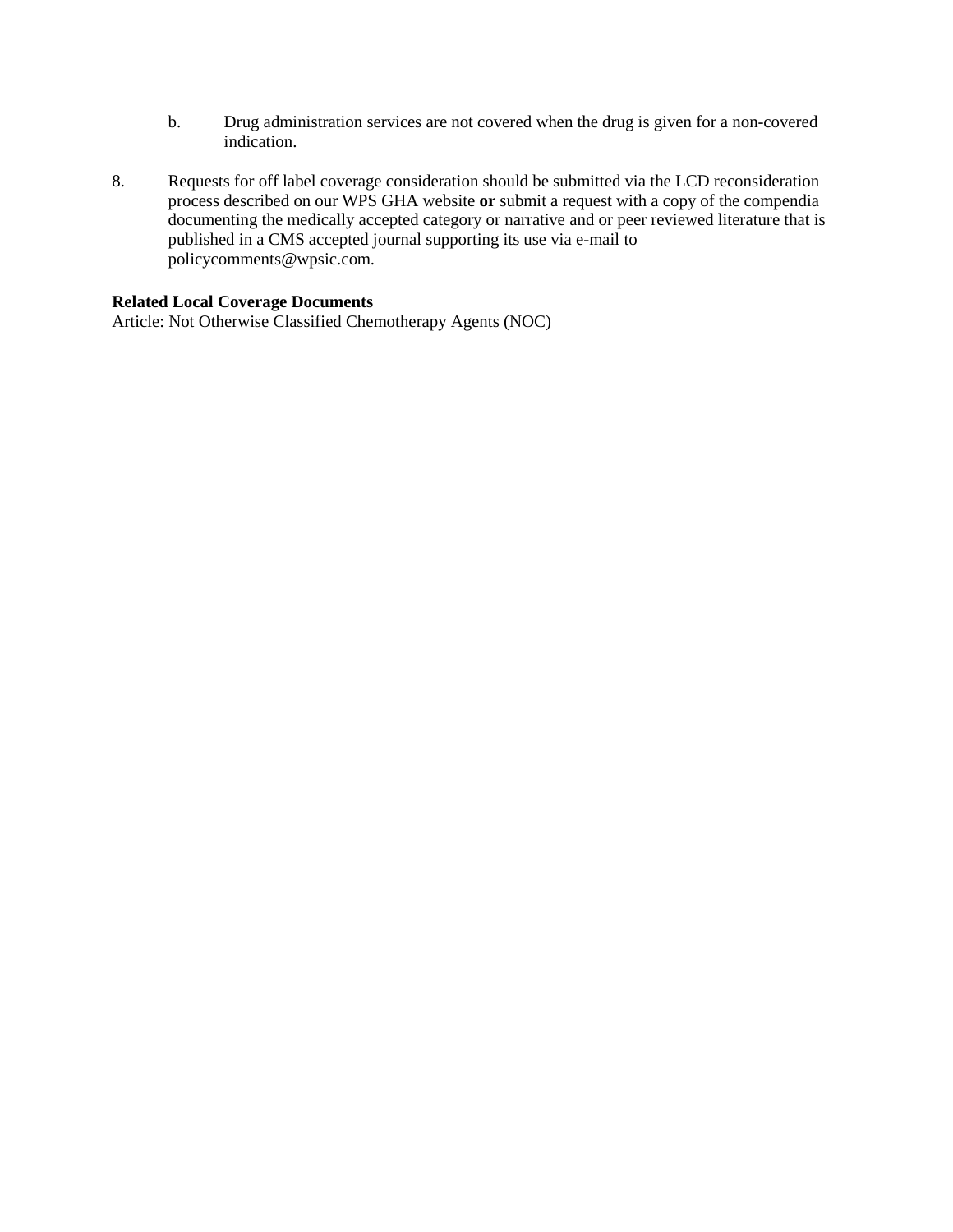b. Drug administration services are not covered when the drug is given for a non-covered indication.

8. Requests for off label coverage consideration should be submitted via the LCD reconsideration process described on our WPS GHA website **or** submit a request with a copy of the compendia documenting the medically accepted category or narrative and or peer reviewed literature that is published in a CMS accepted journal supporting its use via e-mail to policycomments@wpsic.com.

**Related Local Coverage Documents**
Article: Not Otherwise Classified Chemotherapy Agents (NOC)